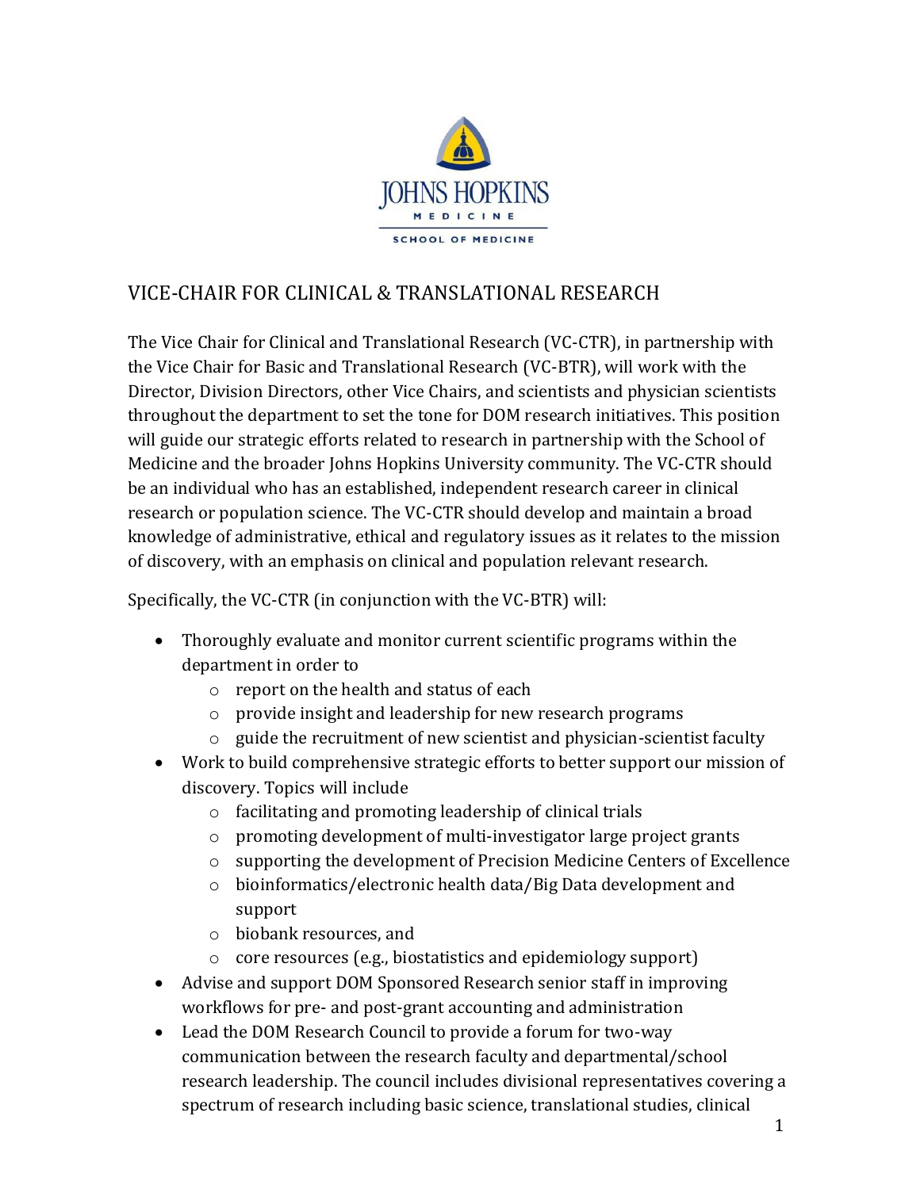JOHNS HOPKINS MEDICINE

SCHOOL OF MEDICINE

# VICE-CHAIR FOR CLINICAL & TRANSLATIONAL RESEARCH

The Vice Chair for Clinical and Translational Research (VC-CTR), in partnership with the Vice Chair for Basic and Translational Research (VC-BTR), will work with the Director, Division Directors, other Vice Chairs, and scientists and physician scientists throughout the department to set the tone for DOM research initiatives. This position will guide our strategic efforts related to research in partnership with the School of Medicine and the broader Johns Hopkins University community. The VC-CTR should be an individual who has an established, independent research career in clinical research or population science. The VC-CTR should develop and maintain a broad knowledge of administrative, ethical and regulatory issues as it relates to the mission of discovery, with an emphasis on clinical and population relevant research.

Specifically, the VC-CTR (in conjunction with the VC-BTR) will:

- Thoroughly evaluate and monitor current scientific programs within the department in order to
  - report on the health and status of each
  - provide insight and leadership for new research programs
  - guide the recruitment of new scientist and physician-scientist faculty
- Work to build comprehensive strategic efforts to better support our mission of discovery. Topics will include
  - facilitating and promoting leadership of clinical trials
  - promoting development of multi-investigator large project grants
  - supporting the development of Precision Medicine Centers of Excellence
  - bioinformatics/electronic health data/Big Data development and support
  - biobank resources, and
  - core resources (e.g., biostatistics and epidemiology support)
- Advise and support DOM Sponsored Research senior staff in improving workflows for pre- and post-grant accounting and administration
- Lead the DOM Research Council to provide a forum for two-way communication between the research faculty and departmental/school research leadership. The council includes divisional representatives covering a spectrum of research including basic science, translational studies, clinical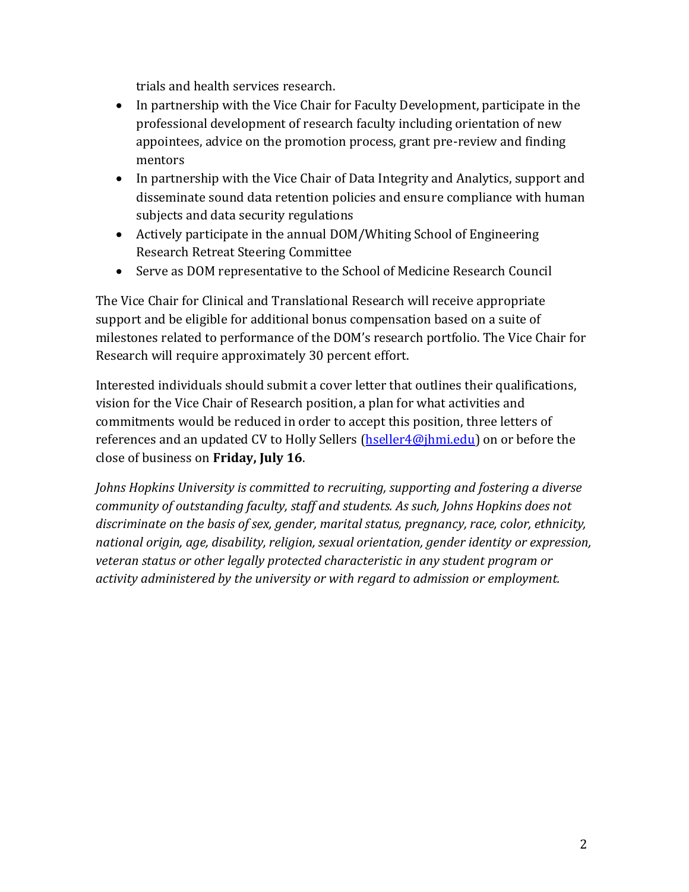trials and health services research.

- In partnership with the Vice Chair for Faculty Development, participate in the professional development of research faculty including orientation of new appointees, advice on the promotion process, grant pre-review and finding mentors
- In partnership with the Vice Chair of Data Integrity and Analytics, support and disseminate sound data retention policies and ensure compliance with human subjects and data security regulations
- Actively participate in the annual DOM/Whiting School of Engineering Research Retreat Steering Committee
- Serve as DOM representative to the School of Medicine Research Council

The Vice Chair for Clinical and Translational Research will receive appropriate support and be eligible for additional bonus compensation based on a suite of milestones related to performance of the DOM's research portfolio. The Vice Chair for Research will require approximately 30 percent effort.

Interested individuals should submit a cover letter that outlines their qualifications, vision for the Vice Chair of Research position, a plan for what activities and commitments would be reduced in order to accept this position, three letters of references and an updated CV to Holly Sellers (hseller4@jhmi.edu) on or before the close of business on **Friday, July 16**.

*Johns Hopkins University is committed to recruiting, supporting and fostering a diverse community of outstanding faculty, staff and students. As such, Johns Hopkins does not discriminate on the basis of sex, gender, marital status, pregnancy, race, color, ethnicity, national origin, age, disability, religion, sexual orientation, gender identity or expression, veteran status or other legally protected characteristic in any student program or activity administered by the university or with regard to admission or employment.*